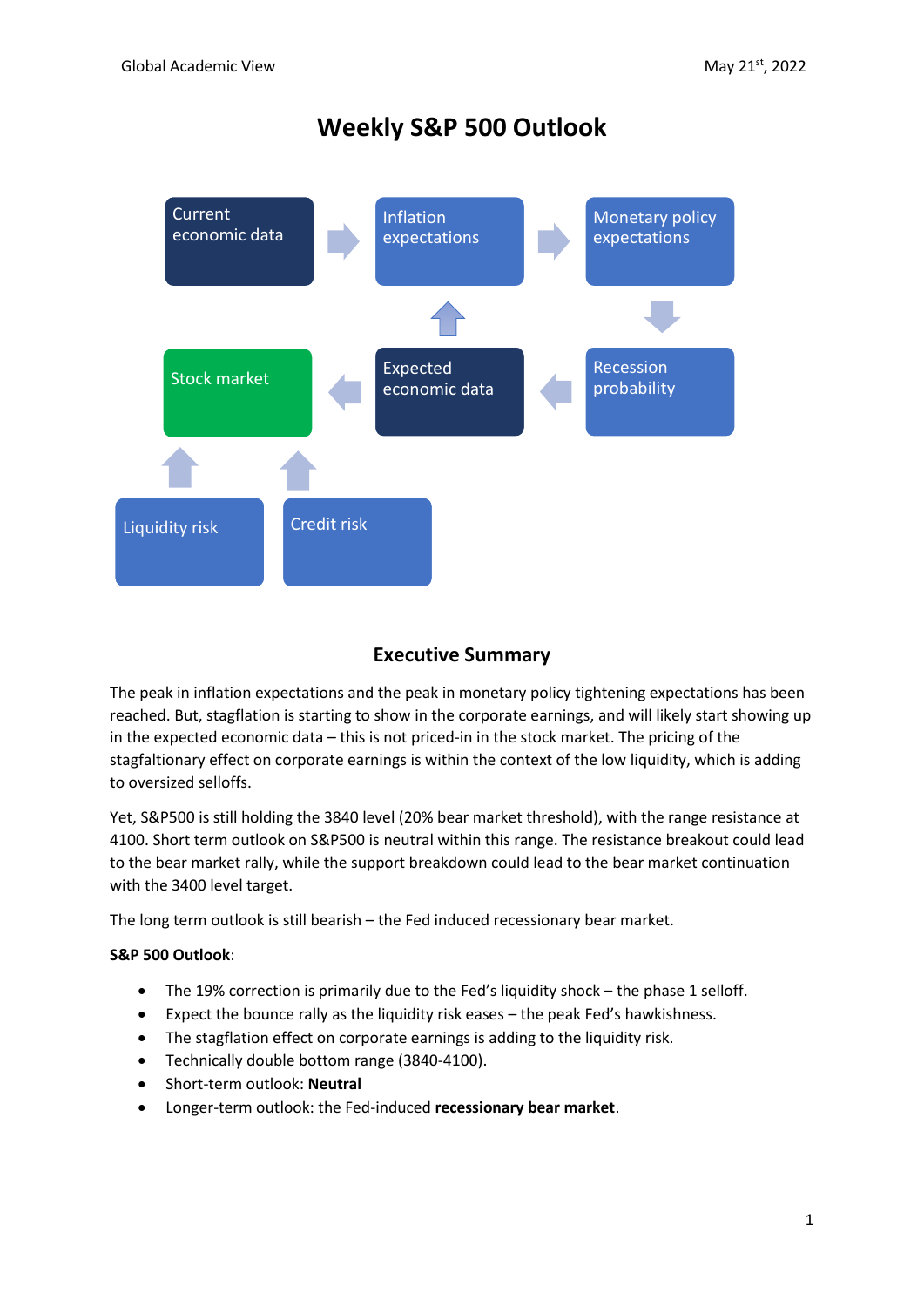# Weekly S&P 500 Outlook

Current economic data

Inflation expectations

Monetary policy expectations

Recession probability

Expected economic data

Stock market

Liquidity risk

Credit risk

## Executive Summary

The peak in inflation expectations and the peak in monetary policy tightening expectations has been reached. But, stagflation is starting to show in the corporate earnings, and will likely start showing up in the expected economic data – this is not priced-in in the stock market. The pricing of the stagfaltionary effect on corporate earnings is within the context of the low liquidity, which is adding to oversized selloffs.

Yet, S&P500 is still holding the 3840 level (20% bear market threshold), with the range resistance at 4100. Short term outlook on S&P500 is neutral within this range. The resistance breakout could lead to the bear market rally, while the support breakdown could lead to the bear market continuation with the 3400 level target.

The long term outlook is still bearish – the Fed induced recessionary bear market.

**S&P 500 Outlook**:

- The 19% correction is primarily due to the Fed's liquidity shock – the phase 1 selloff.
- Expect the bounce rally as the liquidity risk eases – the peak Fed's hawkishness.
- The stagflation effect on corporate earnings is adding to the liquidity risk.
- Technically double bottom range (3840-4100).
- Short-term outlook: **Neutral**
- Longer-term outlook: the Fed-induced **recessionary bear market**.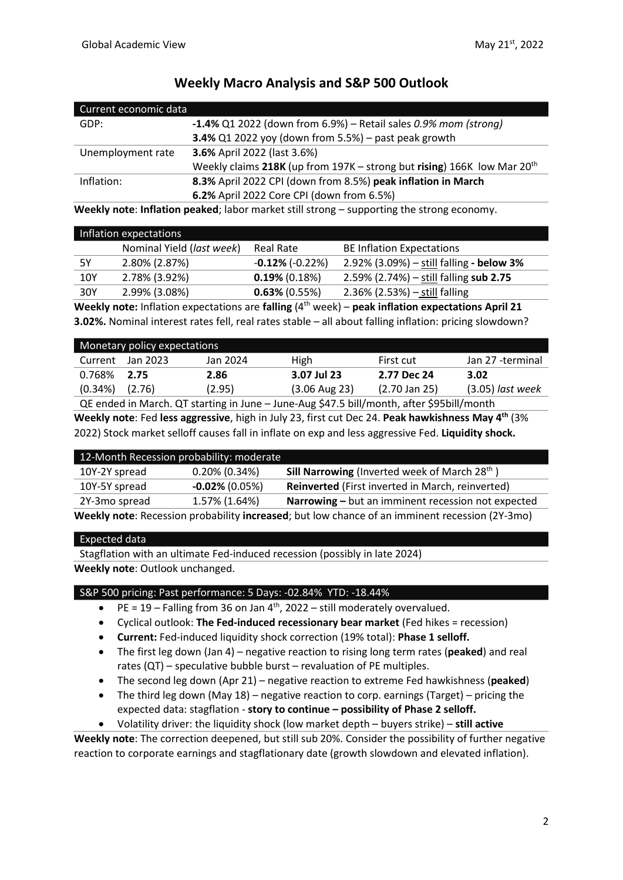Global Academic View May 21st, 2022

# Weekly Macro Analysis and S&P 500 Outlook

| Current economic data | |
|---|---|
| GDP: | **-1.4%** Q1 2022 (down from 6.9%) – Retail sales *0.9% mom (strong)* |
| | **3.4%** Q1 2022 yoy (down from 5.5%) – past peak growth |
| Unemployment rate | **3.6%** April 2022 (last 3.6%) |
| | Weekly claims **218K** (up from 197K – strong but **rising**) 166K low Mar 20th |
| Inflation: | **8.3%** April 2022 CPI (down from 8.5%) **peak inflation in March** |
| | **6.2%** April 2022 Core CPI (down from 6.5%) |

**Weekly note**: **Inflation peaked**; labor market still strong – supporting the strong economy.

| Inflation expectations | | | |
|---|---|---|---|
| | Nominal Yield (*last week*) | Real Rate | BE Inflation Expectations |
| 5Y | 2.80% (2.87%) | -**0.12%** (-0.22%) | 2.92% (3.09%) – still falling **- below 3%** |
| 10Y | 2.78% (3.92%) | **0.19%** (0.18%) | 2.59% (2.74%) – still falling **sub 2.75** |
| 30Y | 2.99% (3.08%) | **0.63%** (0.55%) | 2.36% (2.53%) – still falling |

**Weekly note:** Inflation expectations are **falling** (4th week) – **peak inflation expectations April 21 3.02%.** Nominal interest rates fell, real rates stable – all about falling inflation: pricing slowdown?

| Monetary policy expectations | | | | | |
|---|---|---|---|---|---|
| Current | Jan 2023 | Jan 2024 | High | First cut | Jan 27 -terminal |
| 0.768% | **2.75** | **2.86** | **3.07 Jul 23** | **2.77 Dec 24** | **3.02** |
| (0.34%) | (2.76) | (2.95) | (3.06 Aug 23) | (2.70 Jan 25) | (3.05) *last week* |
| QE ended in March. QT starting in June – June-Aug $47.5 bill/month, after $95bill/month | | | | | |

**Weekly note**: Fed **less aggressive**, high in July 23, first cut Dec 24. **Peak hawkishness May 4th** (3% 2022) Stock market selloff causes fall in inflate on exp and less aggressive Fed. **Liquidity shock.**

| 12-Month Recession probability: moderate | | |
|---|---|---|
| 10Y-2Y spread | 0.20% (0.34%) | **Sill Narrowing** (Inverted week of March 28th ) |
| 10Y-5Y spread | **-0.02%** (0.05%) | **Reinverted** (First inverted in March, reinverted) |
| 2Y-3mo spread | 1.57% (1.64%) | **Narrowing –** but an imminent recession not expected |

**Weekly note**: Recession probability **increased**; but low chance of an imminent recession (2Y-3mo)

| Expected data |
|---|
| Stagflation with an ultimate Fed-induced recession (possibly in late 2024) |

**Weekly note**: Outlook unchanged.

| S&P 500 pricing: Past performance: 5 Days: -02.84% YTD: -18.44% |
|---|

- PE = 19 – Falling from 36 on Jan 4th, 2022 – still moderately overvalued.
- Cyclical outlook: **The Fed-induced recessionary bear market** (Fed hikes = recession)
- **Current:** Fed-induced liquidity shock correction (19% total): **Phase 1 selloff.**
- The first leg down (Jan 4) – negative reaction to rising long term rates (**peaked**) and real rates (QT) – speculative bubble burst – revaluation of PE multiples.
- The second leg down (Apr 21) – negative reaction to extreme Fed hawkishness (**peaked**)
- The third leg down (May 18) – negative reaction to corp. earnings (Target) – pricing the expected data: stagflation - **story to continue – possibility of Phase 2 selloff.**
- Volatility driver: the liquidity shock (low market depth – buyers strike) – **still active**

**Weekly note**: The correction deepened, but still sub 20%. Consider the possibility of further negative reaction to corporate earnings and stagflationary date (growth slowdown and elevated inflation).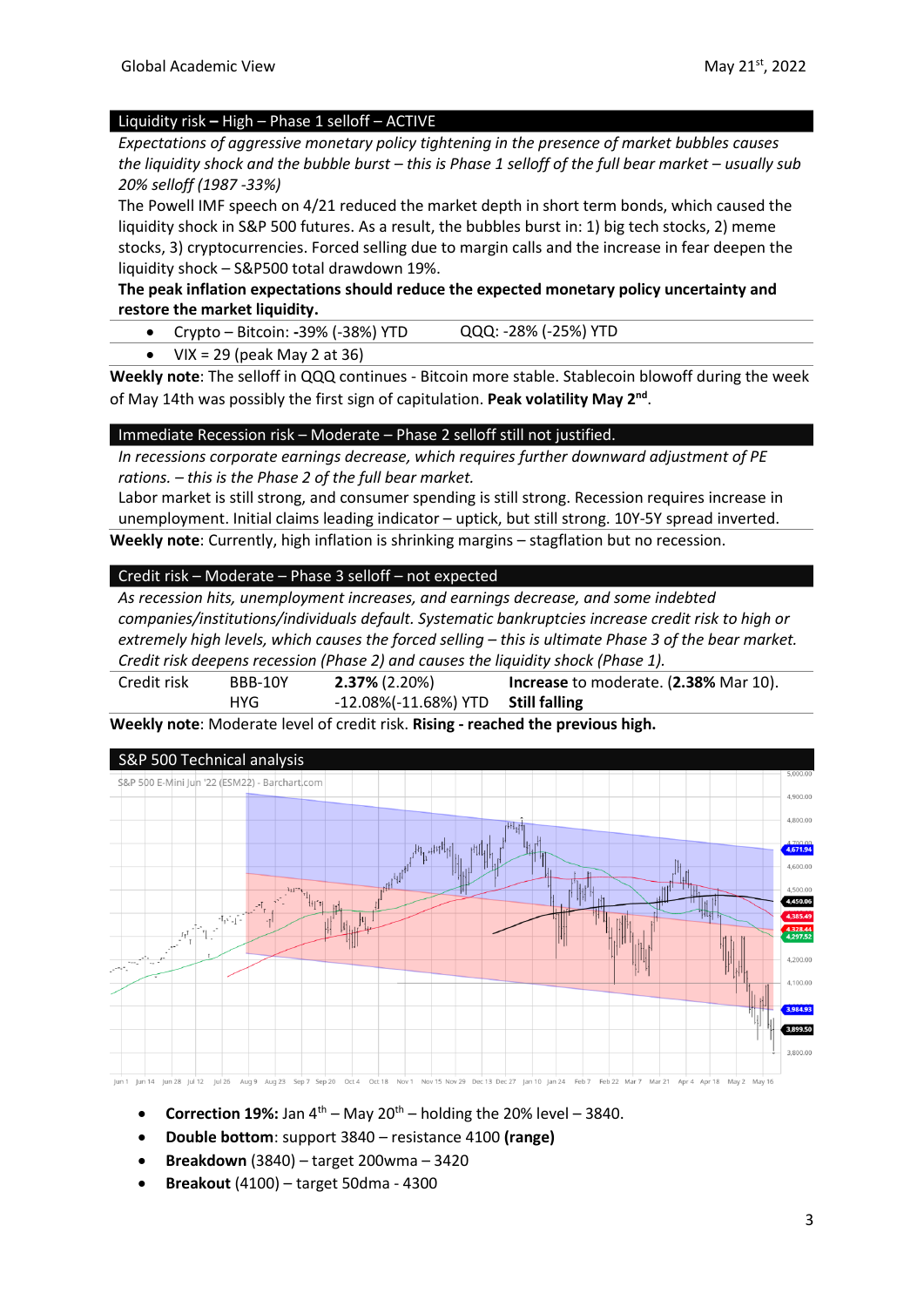## Liquidity risk – High – Phase 1 selloff – ACTIVE

*Expectations of aggressive monetary policy tightening in the presence of market bubbles causes the liquidity shock and the bubble burst – this is Phase 1 selloff of the full bear market – usually sub 20% selloff (1987 -33%)*

The Powell IMF speech on 4/21 reduced the market depth in short term bonds, which caused the liquidity shock in S&P 500 futures. As a result, the bubbles burst in: 1) big tech stocks, 2) meme stocks, 3) cryptocurrencies. Forced selling due to margin calls and the increase in fear deepen the liquidity shock – S&P500 total drawdown 19%.

**The peak inflation expectations should reduce the expected monetary policy uncertainty and restore the market liquidity.**

- Crypto – Bitcoin: **-**39% (-38%) YTD  QQQ: -28% (-25%) YTD
- VIX = 29 (peak May 2 at 36)

**Weekly note**: The selloff in QQQ continues - Bitcoin more stable. Stablecoin blowoff during the week of May 14th was possibly the first sign of capitulation. **Peak volatility May 2nd**.

## Immediate Recession risk – Moderate – Phase 2 selloff still not justified.

*In recessions corporate earnings decrease, which requires further downward adjustment of PE rations. – this is the Phase 2 of the full bear market.*

Labor market is still strong, and consumer spending is still strong. Recession requires increase in unemployment. Initial claims leading indicator – uptick, but still strong. 10Y-5Y spread inverted.

**Weekly note**: Currently, high inflation is shrinking margins – stagflation but no recession.

## Credit risk – Moderate – Phase 3 selloff – not expected

*As recession hits, unemployment increases, and earnings decrease, and some indebted companies/institutions/individuals default. Systematic bankruptcies increase credit risk to high or extremely high levels, which causes the forced selling – this is ultimate Phase 3 of the bear market. Credit risk deepens recession (Phase 2) and causes the liquidity shock (Phase 1).*

| | | | |
|---|---|---|---|
| Credit risk | BBB-10Y | **2.37%** (2.20%) | **Increase** to moderate. (**2.38%** Mar 10). |
| | HYG | -12.08%(-11.68%) YTD | **Still falling** |

**Weekly note**: Moderate level of credit risk. **Rising - reached the previous high.**

## S&P 500 Technical analysis

S&P 500 E-Mini Jun '22 (ESM22) - Barchart.com

5,000.00
4,900.00
4,800.00
4,700.00
4,671.94
4,600.00
4,500.00
4,450.06
4,385.49
4,328.44
4,297.52
4,200.00
4,100.00
3,984.93
3,899.50
3,800.00

Jun 1 Jun 14 Jun 28 Jul 12 Jul 26 Aug 9 Aug 23 Sep 7 Sep 20 Oct 4 Oct 18 Nov 1 Nov 15 Nov 29 Dec 13 Dec 27 Jan 10 Jan 24 Feb 7 Feb 22 Mar 7 Mar 21 Apr 4 Apr 18 May 2 May 16

- **Correction 19%:** Jan 4th – May 20th – holding the 20% level – 3840.
- **Double bottom**: support 3840 – resistance 4100 **(range)**
- **Breakdown** (3840) – target 200wma – 3420
- **Breakout** (4100) – target 50dma - 4300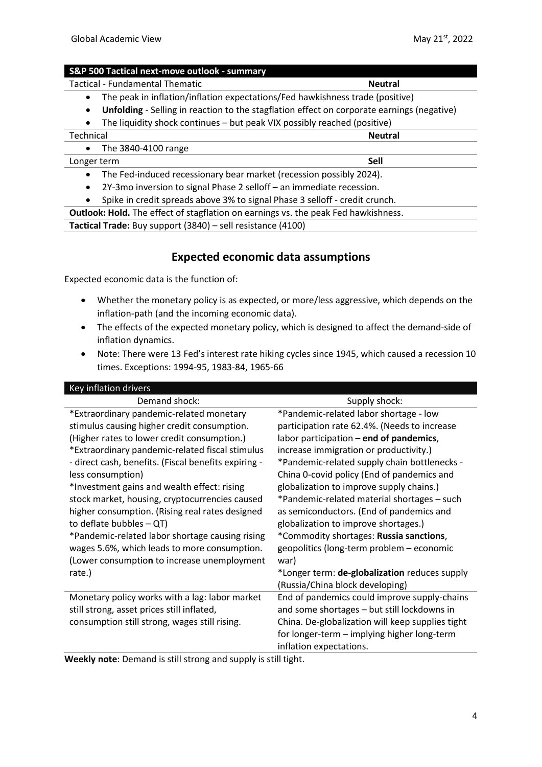| S&P 500 Tactical next-move outlook - summary | |
| --- | --- |
| Tactical - Fundamental Thematic | **Neutral** |
| • The peak in inflation/inflation expectations/Fed hawkishness trade (positive)<br>• **Unfolding** - Selling in reaction to the stagflation effect on corporate earnings (negative)<br>• The liquidity shock continues – but peak VIX possibly reached (positive) | |
| Technical | **Neutral** |
| • The 3840-4100 range | |
| Longer term | **Sell** |
| • The Fed-induced recessionary bear market (recession possibly 2024).<br>• 2Y-3mo inversion to signal Phase 2 selloff – an immediate recession.<br>• Spike in credit spreads above 3% to signal Phase 3 selloff - credit crunch. | |
| **Outlook: Hold.** The effect of stagflation on earnings vs. the peak Fed hawkishness. | |
| **Tactical Trade:** Buy support (3840) – sell resistance (4100) | |

## Expected economic data assumptions

Expected economic data is the function of:

- Whether the monetary policy is as expected, or more/less aggressive, which depends on the inflation-path (and the incoming economic data).
- The effects of the expected monetary policy, which is designed to affect the demand-side of inflation dynamics.
- Note: There were 13 Fed's interest rate hiking cycles since 1945, which caused a recession 10 times. Exceptions: 1994-95, 1983-84, 1965-66

| Key inflation drivers | |
| --- | --- |
| Demand shock: | Supply shock: |
| *Extraordinary pandemic-related monetary stimulus causing higher credit consumption. (Higher rates to lower credit consumption.)<br>*Extraordinary pandemic-related fiscal stimulus - direct cash, benefits. (Fiscal benefits expiring - less consumption)<br>*Investment gains and wealth effect: rising stock market, housing, cryptocurrencies caused higher consumption. (Rising real rates designed to deflate bubbles – QT)<br>*Pandemic-related labor shortage causing rising wages 5.6%, which leads to more consumption. (Lower consumptio**n** to increase unemployment rate.) | *Pandemic-related labor shortage - low participation rate 62.4%. (Needs to increase labor participation – **end of pandemics**, increase immigration or productivity.)<br>*Pandemic-related supply chain bottlenecks - China 0-covid policy (End of pandemics and globalization to improve supply chains.)<br>*Pandemic-related material shortages – such as semiconductors. (End of pandemics and globalization to improve shortages.)<br>*Commodity shortages: **Russia sanctions**, geopolitics (long-term problem – economic war)<br>*Longer term: **de-globalization** reduces supply (Russia/China block developing) |
| Monetary policy works with a lag: labor market still strong, asset prices still inflated, consumption still strong, wages still rising. | End of pandemics could improve supply-chains and some shortages – but still lockdowns in China. De-globalization will keep supplies tight for longer-term – implying higher long-term inflation expectations. |

**Weekly note**: Demand is still strong and supply is still tight.